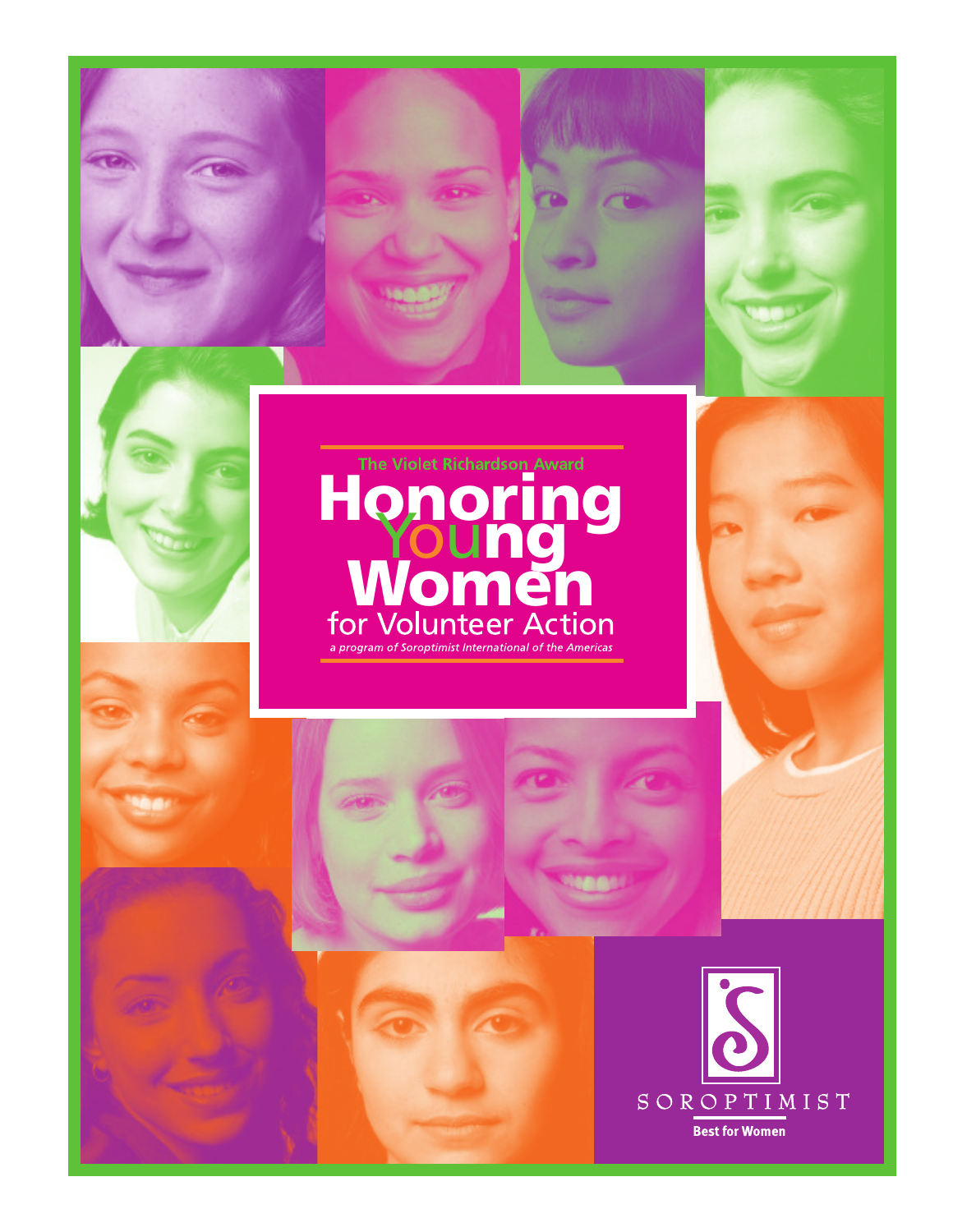The Violet Richardson Award

# Honoring Young Women for Volunteer Action

*a program of Soroptimist International of the Americas*

SOROPTIMIST

**Best for Women**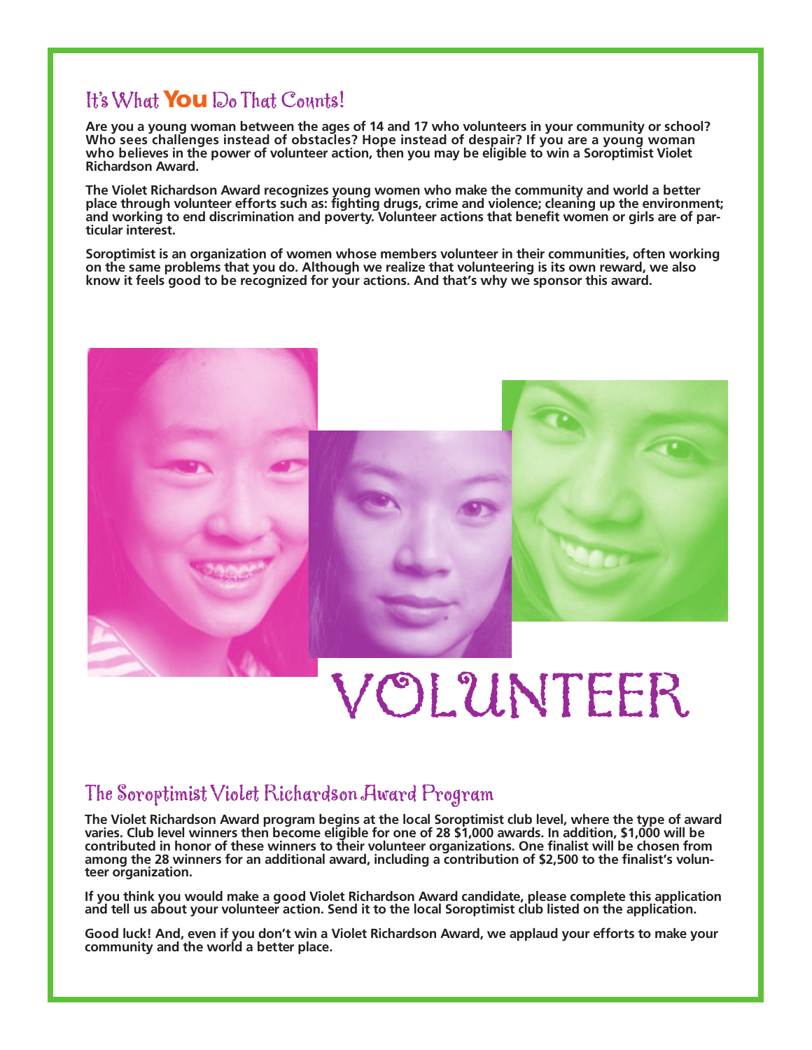## It's What **You** Do That Counts!

**Are you a young woman between the ages of 14 and 17 who volunteers in your community or school? Who sees challenges instead of obstacles? Hope instead of despair? If you are a young woman who believes in the power of volunteer action, then you may be eligible to win a Soroptimist Violet Richardson Award.**

**The Violet Richardson Award recognizes young women who make the community and world a better place through volunteer efforts such as: fighting drugs, crime and violence; cleaning up the environment; and working to end discrimination and poverty. Volunteer actions that benefit women or girls are of particular interest.**

**Soroptimist is an organization of women whose members volunteer in their communities, often working on the same problems that you do. Although we realize that volunteering is its own reward, we also know it feels good to be recognized for your actions. And that's why we sponsor this award.**

VOLUNTEER

## The Soroptimist Violet Richardson Award Program

**The Violet Richardson Award program begins at the local Soroptimist club level, where the type of award varies. Club level winners then become eligible for one of 28 $1,000 awards. In addition, $1,000 will be contributed in honor of these winners to their volunteer organizations. One finalist will be chosen from among the 28 winners for an additional award, including a contribution of $2,500 to the finalist's volunteer organization.**

**If you think you would make a good Violet Richardson Award candidate, please complete this application and tell us about your volunteer action. Send it to the local Soroptimist club listed on the application.**

**Good luck! And, even if you don't win a Violet Richardson Award, we applaud your efforts to make your community and the world a better place.**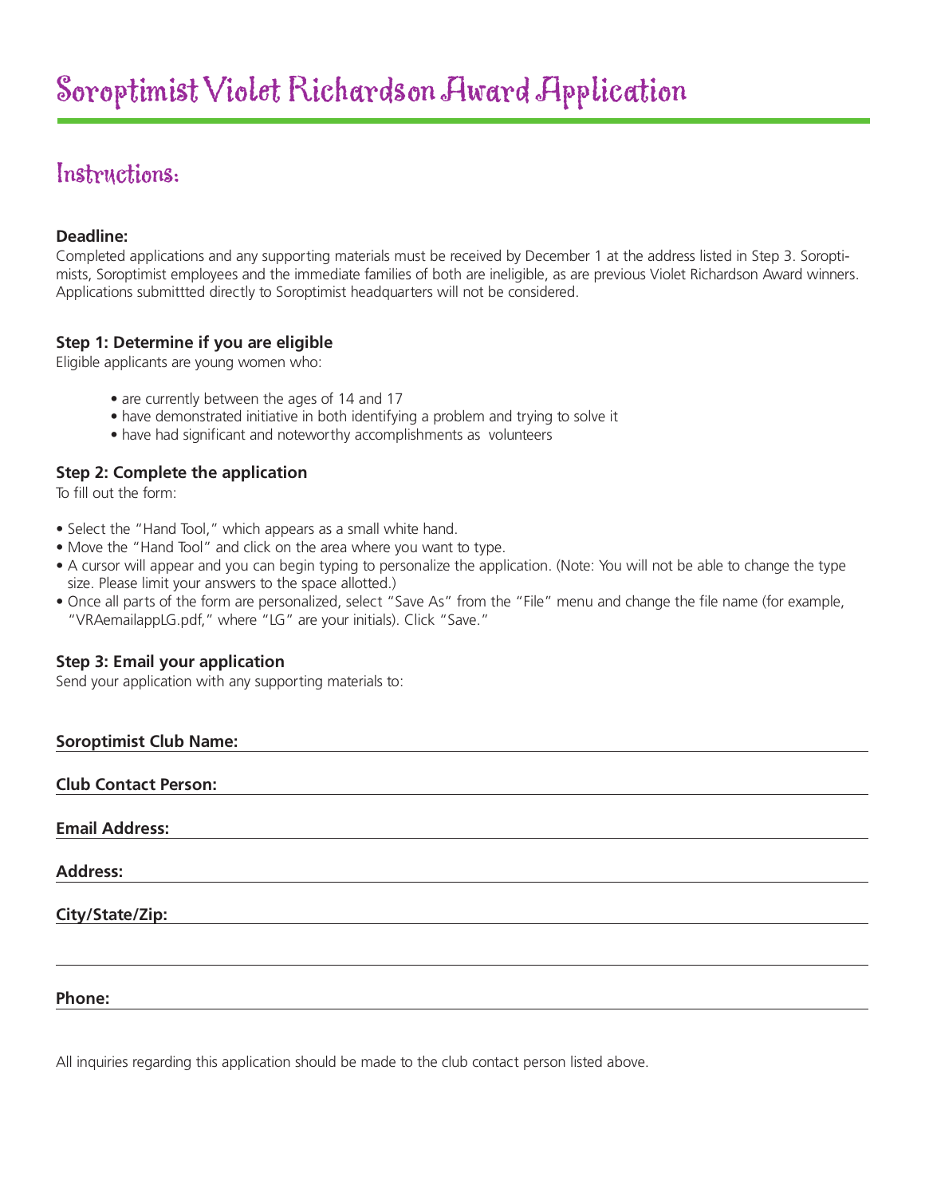# Soroptimist Violet Richardson Award Application

## Instructions:

**Deadline:**

Completed applications and any supporting materials must be received by December 1 at the address listed in Step 3. Soroptimists, Soroptimist employees and the immediate families of both are ineligible, as are previous Violet Richardson Award winners. Applications submittted directly to Soroptimist headquarters will not be considered.

**Step 1: Determine if you are eligible**

Eligible applicants are young women who:

- are currently between the ages of 14 and 17
- have demonstrated initiative in both identifying a problem and trying to solve it
- have had significant and noteworthy accomplishments as volunteers

**Step 2: Complete the application**

To fill out the form:

- Select the "Hand Tool," which appears as a small white hand.
- Move the "Hand Tool" and click on the area where you want to type.
- A cursor will appear and you can begin typing to personalize the application. (Note: You will not be able to change the type size. Please limit your answers to the space allotted.)
- Once all parts of the form are personalized, select "Save As" from the "File" menu and change the file name (for example, "VRAemailappLG.pdf," where "LG" are your initials). Click "Save."

**Step 3: Email your application**

Send your application with any supporting materials to:

**Soroptimist Club Name:** \_\_\_\_\_\_\_\_\_\_\_\_\_\_\_\_\_\_\_\_\_\_\_\_\_\_\_\_\_\_

**Club Contact Person:** \_\_\_\_\_\_\_\_\_\_\_\_\_\_\_\_\_\_\_\_\_\_\_\_\_\_\_\_\_\_

**Email Address:** \_\_\_\_\_\_\_\_\_\_\_\_\_\_\_\_\_\_\_\_\_\_\_\_\_\_\_\_\_\_

**Address:** \_\_\_\_\_\_\_\_\_\_\_\_\_\_\_\_\_\_\_\_\_\_\_\_\_\_\_\_\_\_

**City/State/Zip:** \_\_\_\_\_\_\_\_\_\_\_\_\_\_\_\_\_\_\_\_\_\_\_\_\_\_\_\_\_\_

\_\_\_\_\_\_\_\_\_\_\_\_\_\_\_\_\_\_\_\_\_\_\_\_\_\_\_\_\_\_

**Phone:** \_\_\_\_\_\_\_\_\_\_\_\_\_\_\_\_\_\_\_\_\_\_\_\_\_\_\_\_\_\_

All inquiries regarding this application should be made to the club contact person listed above.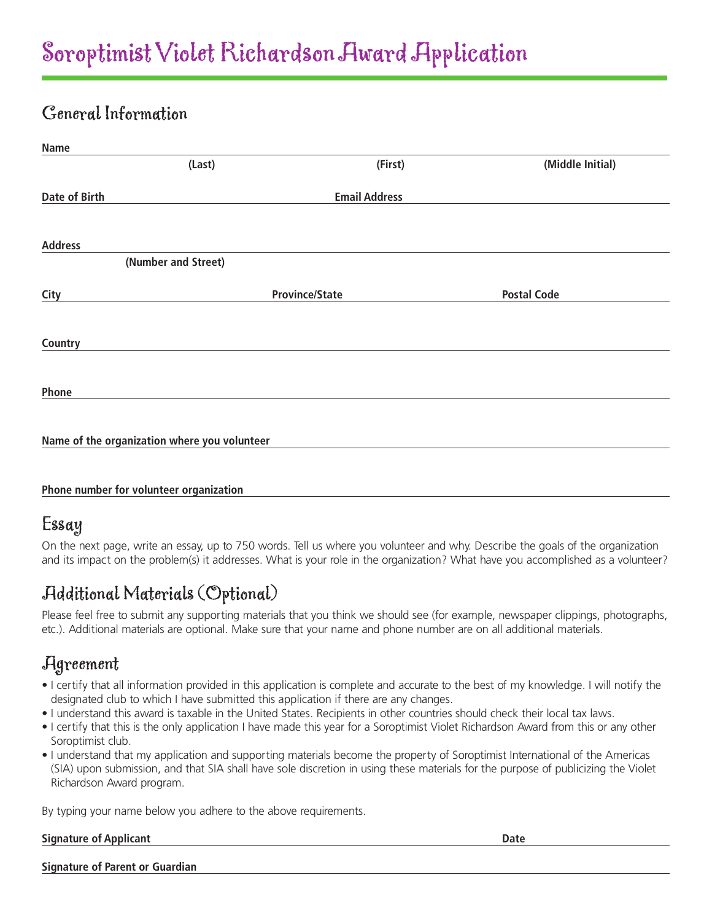# Soroptimist Violet Richardson Award Application

## General Information

**Name** ______________________________________________

**(Last)** **(First)** **(Middle Initial)**

**Date of Birth** ____________________ **Email Address** ____________________

**Address** ______________________________________________

**(Number and Street)**

**City** ____________________ **Province/State** ____________________ **Postal Code** ____________________

**Country** ______________________________________________

**Phone** ______________________________________________

**Name of the organization where you volunteer** ______________________________________________

**Phone number for volunteer organization** ______________________________________________

## Essay

On the next page, write an essay, up to 750 words. Tell us where you volunteer and why. Describe the goals of the organization and its impact on the problem(s) it addresses. What is your role in the organization? What have you accomplished as a volunteer?

## Additional Materials (Optional)

Please feel free to submit any supporting materials that you think we should see (for example, newspaper clippings, photographs, etc.). Additional materials are optional. Make sure that your name and phone number are on all additional materials.

## Agreement

- I certify that all information provided in this application is complete and accurate to the best of my knowledge. I will notify the designated club to which I have submitted this application if there are any changes.
- I understand this award is taxable in the United States. Recipients in other countries should check their local tax laws.
- I certify that this is the only application I have made this year for a Soroptimist Violet Richardson Award from this or any other Soroptimist club.
- I understand that my application and supporting materials become the property of Soroptimist International of the Americas (SIA) upon submission, and that SIA shall have sole discretion in using these materials for the purpose of publicizing the Violet Richardson Award program.

By typing your name below you adhere to the above requirements.

**Signature of Applicant** ______________________________ **Date** ____________________

**Signature of Parent or Guardian** ______________________________________________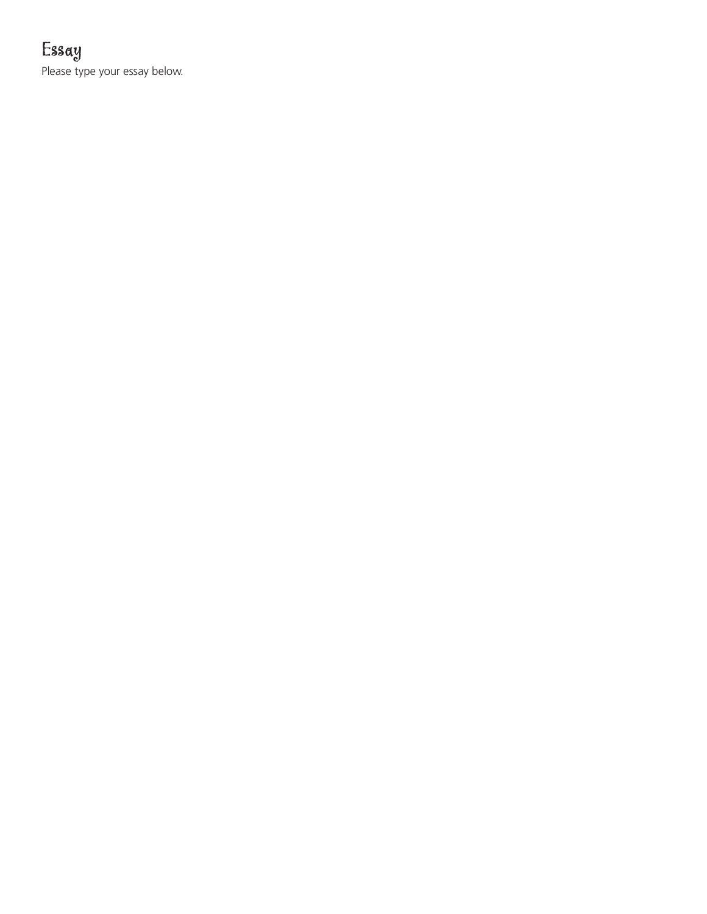## Essay

Please type your essay below.